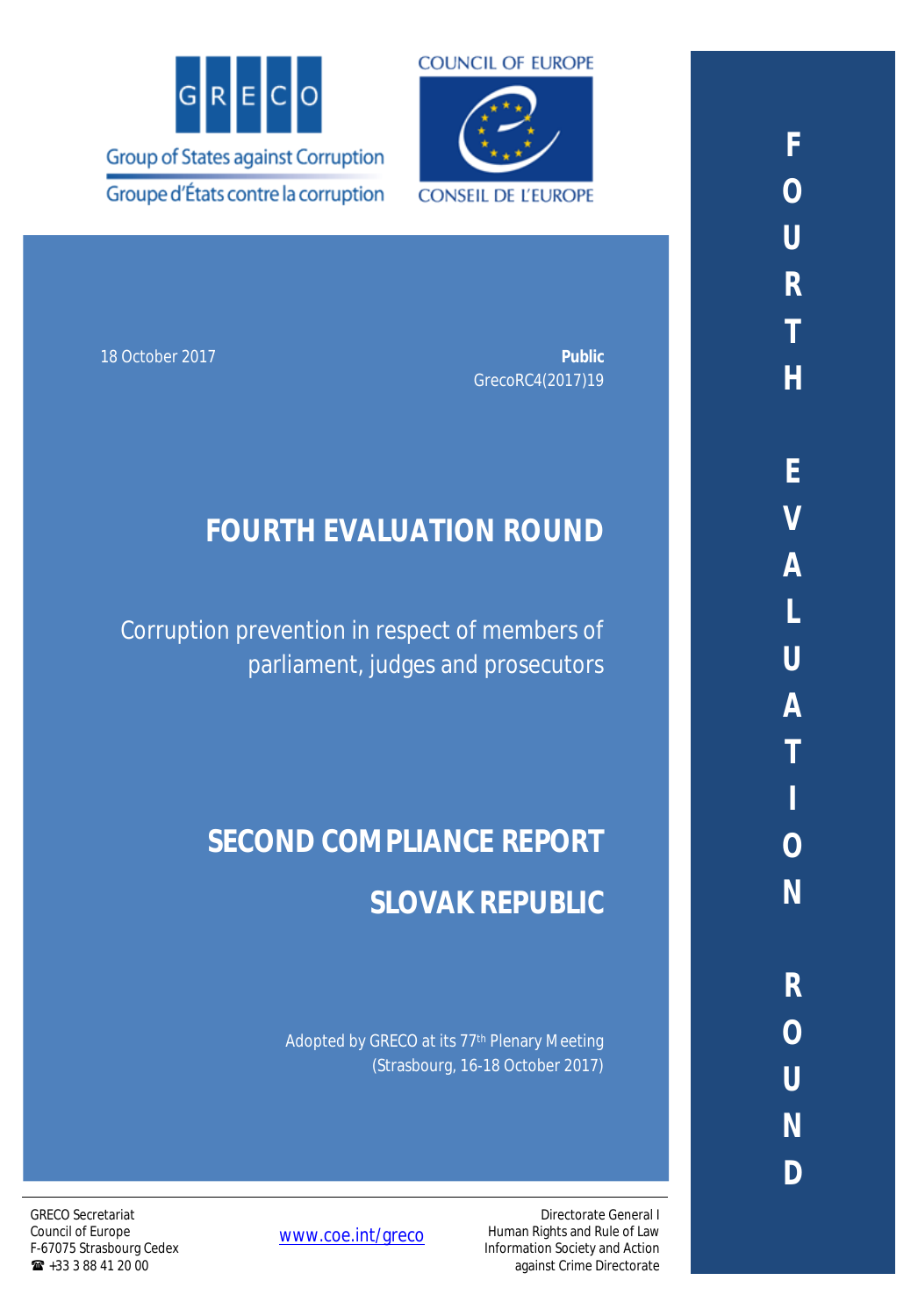GRECO

Group of States against Corruption

Groupe d'États contre la corruption

COUNCIL OF EUROPE

CONSEIL DE L'EUROPE

18 October 2017

**Public**

GrecoRC4(2017)19

# FOURTH EVALUATION ROUND

Corruption prevention in respect of members of parliament, judges and prosecutors

# SECOND COMPLIANCE REPORT

# SLOVAK REPUBLIC

Adopted by GRECO at its 77th Plenary Meeting (Strasbourg, 16-18 October 2017)

FOURTH EVALUATION ROUND

GRECO Secretariat
Council of Europe
F-67075 Strasbourg Cedex
☎ +33 3 88 41 20 00

www.coe.int/greco

Directorate General I
Human Rights and Rule of Law
Information Society and Action
against Crime Directorate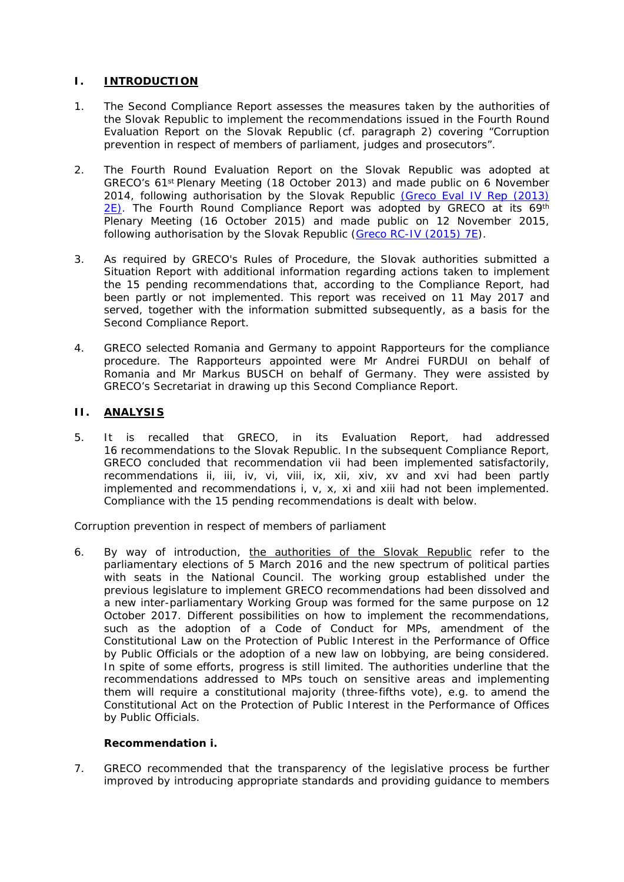## I. INTRODUCTION

1. The Second Compliance Report assesses the measures taken by the authorities of the Slovak Republic to implement the recommendations issued in the Fourth Round Evaluation Report on the Slovak Republic (cf. paragraph 2) covering "Corruption prevention in respect of members of parliament, judges and prosecutors".

2. The Fourth Round Evaluation Report on the Slovak Republic was adopted at GRECO's 61st Plenary Meeting (18 October 2013) and made public on 6 November 2014, following authorisation by the Slovak Republic (Greco Eval IV Rep (2013) 2E). The Fourth Round Compliance Report was adopted by GRECO at its 69th Plenary Meeting (16 October 2015) and made public on 12 November 2015, following authorisation by the Slovak Republic (Greco RC-IV (2015) 7E).

3. As required by GRECO's Rules of Procedure, the Slovak authorities submitted a Situation Report with additional information regarding actions taken to implement the 15 pending recommendations that, according to the Compliance Report, had been partly or not implemented. This report was received on 11 May 2017 and served, together with the information submitted subsequently, as a basis for the Second Compliance Report.

4. GRECO selected Romania and Germany to appoint Rapporteurs for the compliance procedure. The Rapporteurs appointed were Mr Andrei FURDUI on behalf of Romania and Mr Markus BUSCH on behalf of Germany. They were assisted by GRECO's Secretariat in drawing up this Second Compliance Report.

## II. ANALYSIS

5. It is recalled that GRECO, in its Evaluation Report, had addressed 16 recommendations to the Slovak Republic. In the subsequent Compliance Report, GRECO concluded that recommendation vii had been implemented satisfactorily, recommendations ii, iii, iv, vi, viii, ix, xii, xiv, xv and xvi had been partly implemented and recommendations i, v, x, xi and xiii had not been implemented. Compliance with the 15 pending recommendations is dealt with below.

Corruption prevention in respect of members of parliament

6. By way of introduction, the authorities of the Slovak Republic refer to the parliamentary elections of 5 March 2016 and the new spectrum of political parties with seats in the National Council. The working group established under the previous legislature to implement GRECO recommendations had been dissolved and a new inter-parliamentary Working Group was formed for the same purpose on 12 October 2017. Different possibilities on how to implement the recommendations, such as the adoption of a Code of Conduct for MPs, amendment of the Constitutional Law on the Protection of Public Interest in the Performance of Office by Public Officials or the adoption of a new law on lobbying, are being considered. In spite of some efforts, progress is still limited. The authorities underline that the recommendations addressed to MPs touch on sensitive areas and implementing them will require a constitutional majority (three-fifths vote), e.g. to amend the Constitutional Act on the Protection of Public Interest in the Performance of Offices by Public Officials.

**Recommendation i.**

7. GRECO recommended that the transparency of the legislative process be further improved by introducing appropriate standards and providing guidance to members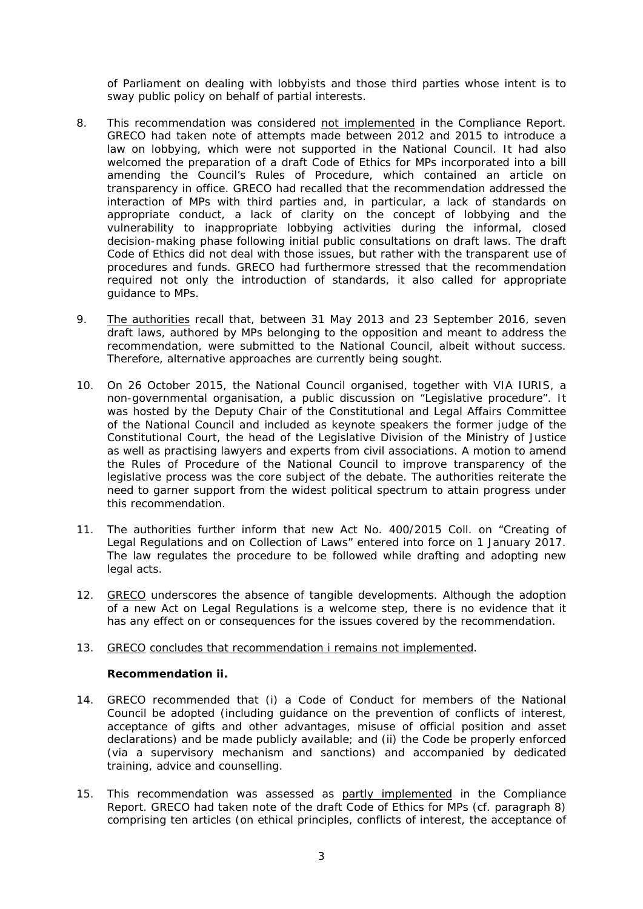of Parliament on dealing with lobbyists and those third parties whose intent is to sway public policy on behalf of partial interests.

8. This recommendation was considered not implemented in the Compliance Report. GRECO had taken note of attempts made between 2012 and 2015 to introduce a law on lobbying, which were not supported in the National Council. It had also welcomed the preparation of a draft Code of Ethics for MPs incorporated into a bill amending the Council's Rules of Procedure, which contained an article on transparency in office. GRECO had recalled that the recommendation addressed the interaction of MPs with third parties and, in particular, a lack of standards on appropriate conduct, a lack of clarity on the concept of lobbying and the vulnerability to inappropriate lobbying activities during the informal, closed decision-making phase following initial public consultations on draft laws. The draft Code of Ethics did not deal with those issues, but rather with the transparent use of procedures and funds. GRECO had furthermore stressed that the recommendation required not only the introduction of standards, it also called for appropriate guidance to MPs.

9. The authorities recall that, between 31 May 2013 and 23 September 2016, seven draft laws, authored by MPs belonging to the opposition and meant to address the recommendation, were submitted to the National Council, albeit without success. Therefore, alternative approaches are currently being sought.

10. On 26 October 2015, the National Council organised, together with VIA IURIS, a non-governmental organisation, a public discussion on "Legislative procedure". It was hosted by the Deputy Chair of the Constitutional and Legal Affairs Committee of the National Council and included as keynote speakers the former judge of the Constitutional Court, the head of the Legislative Division of the Ministry of Justice as well as practising lawyers and experts from civil associations. A motion to amend the Rules of Procedure of the National Council to improve transparency of the legislative process was the core subject of the debate. The authorities reiterate the need to garner support from the widest political spectrum to attain progress under this recommendation.

11. The authorities further inform that new Act No. 400/2015 Coll. on "Creating of Legal Regulations and on Collection of Laws" entered into force on 1 January 2017. The law regulates the procedure to be followed while drafting and adopting new legal acts.

12. GRECO underscores the absence of tangible developments. Although the adoption of a new Act on Legal Regulations is a welcome step, there is no evidence that it has any effect on or consequences for the issues covered by the recommendation.

13. GRECO concludes that recommendation i remains not implemented.

**Recommendation ii.**

14. GRECO recommended that (i) a Code of Conduct for members of the National Council be adopted (including guidance on the prevention of conflicts of interest, acceptance of gifts and other advantages, misuse of official position and asset declarations) and be made publicly available; and (ii) the Code be properly enforced (via a supervisory mechanism and sanctions) and accompanied by dedicated training, advice and counselling.

15. This recommendation was assessed as partly implemented in the Compliance Report. GRECO had taken note of the draft Code of Ethics for MPs (cf. paragraph 8) comprising ten articles (on ethical principles, conflicts of interest, the acceptance of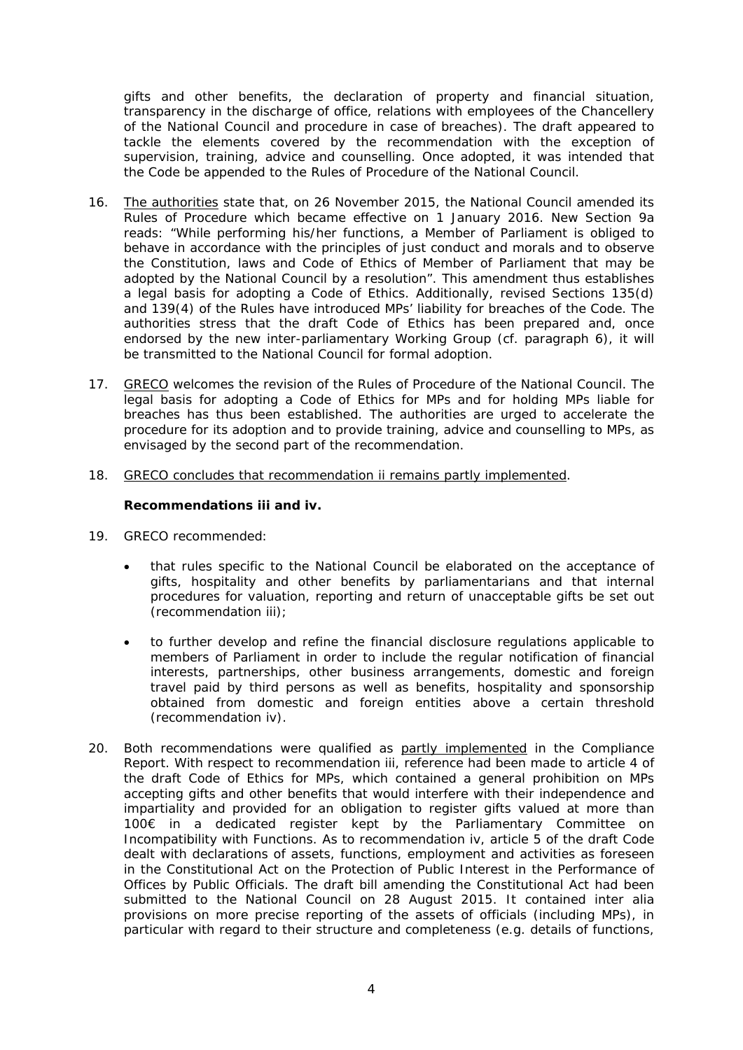gifts and other benefits, the declaration of property and financial situation, transparency in the discharge of office, relations with employees of the Chancellery of the National Council and procedure in case of breaches). The draft appeared to tackle the elements covered by the recommendation with the exception of supervision, training, advice and counselling. Once adopted, it was intended that the Code be appended to the Rules of Procedure of the National Council.

16. The authorities state that, on 26 November 2015, the National Council amended its Rules of Procedure which became effective on 1 January 2016. New Section 9a reads: "While performing his/her functions, a Member of Parliament is obliged to behave in accordance with the principles of just conduct and morals and to observe the Constitution, laws and Code of Ethics of Member of Parliament that may be adopted by the National Council by a resolution". This amendment thus establishes a legal basis for adopting a Code of Ethics. Additionally, revised Sections 135(d) and 139(4) of the Rules have introduced MPs' liability for breaches of the Code. The authorities stress that the draft Code of Ethics has been prepared and, once endorsed by the new inter-parliamentary Working Group (cf. paragraph 6), it will be transmitted to the National Council for formal adoption.

17. GRECO welcomes the revision of the Rules of Procedure of the National Council. The legal basis for adopting a Code of Ethics for MPs and for holding MPs liable for breaches has thus been established. The authorities are urged to accelerate the procedure for its adoption and to provide training, advice and counselling to MPs, as envisaged by the second part of the recommendation.

18. GRECO concludes that recommendation ii remains partly implemented.

**Recommendations iii and iv.**

19. GRECO recommended:

- that rules specific to the National Council be elaborated on the acceptance of gifts, hospitality and other benefits by parliamentarians and that internal procedures for valuation, reporting and return of unacceptable gifts be set out (recommendation iii);
- to further develop and refine the financial disclosure regulations applicable to members of Parliament in order to include the regular notification of financial interests, partnerships, other business arrangements, domestic and foreign travel paid by third persons as well as benefits, hospitality and sponsorship obtained from domestic and foreign entities above a certain threshold (recommendation iv).

20. Both recommendations were qualified as partly implemented in the Compliance Report. With respect to recommendation iii, reference had been made to article 4 of the draft Code of Ethics for MPs, which contained a general prohibition on MPs accepting gifts and other benefits that would interfere with their independence and impartiality and provided for an obligation to register gifts valued at more than 100€ in a dedicated register kept by the Parliamentary Committee on Incompatibility with Functions. As to recommendation iv, article 5 of the draft Code dealt with declarations of assets, functions, employment and activities as foreseen in the Constitutional Act on the Protection of Public Interest in the Performance of Offices by Public Officials. The draft bill amending the Constitutional Act had been submitted to the National Council on 28 August 2015. It contained inter alia provisions on more precise reporting of the assets of officials (including MPs), in particular with regard to their structure and completeness (e.g. details of functions,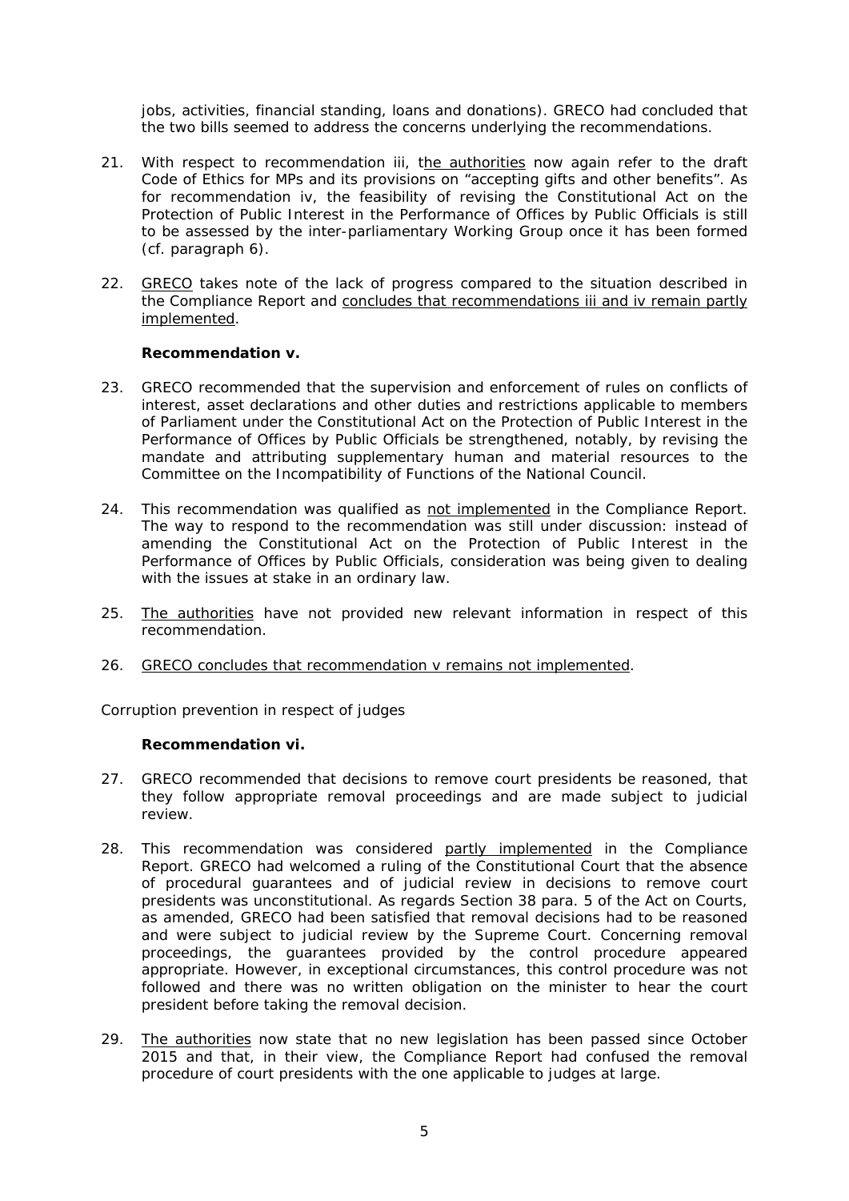jobs, activities, financial standing, loans and donations). GRECO had concluded that the two bills seemed to address the concerns underlying the recommendations.

21. With respect to recommendation iii, the authorities now again refer to the draft Code of Ethics for MPs and its provisions on "accepting gifts and other benefits". As for recommendation iv, the feasibility of revising the Constitutional Act on the Protection of Public Interest in the Performance of Offices by Public Officials is still to be assessed by the inter-parliamentary Working Group once it has been formed (cf. paragraph 6).

22. GRECO takes note of the lack of progress compared to the situation described in the Compliance Report and concludes that recommendations iii and iv remain partly implemented.

**Recommendation v.**

23. GRECO recommended that the supervision and enforcement of rules on conflicts of interest, asset declarations and other duties and restrictions applicable to members of Parliament under the Constitutional Act on the Protection of Public Interest in the Performance of Offices by Public Officials be strengthened, notably, by revising the mandate and attributing supplementary human and material resources to the Committee on the Incompatibility of Functions of the National Council.

24. This recommendation was qualified as not implemented in the Compliance Report. The way to respond to the recommendation was still under discussion: instead of amending the Constitutional Act on the Protection of Public Interest in the Performance of Offices by Public Officials, consideration was being given to dealing with the issues at stake in an ordinary law.

25. The authorities have not provided new relevant information in respect of this recommendation.

26. GRECO concludes that recommendation v remains not implemented.

*Corruption prevention in respect of judges*

**Recommendation vi.**

27. GRECO recommended that decisions to remove court presidents be reasoned, that they follow appropriate removal proceedings and are made subject to judicial review.

28. This recommendation was considered partly implemented in the Compliance Report. GRECO had welcomed a ruling of the Constitutional Court that the absence of procedural guarantees and of judicial review in decisions to remove court presidents was unconstitutional. As regards Section 38 para. 5 of the Act on Courts, as amended, GRECO had been satisfied that removal decisions had to be reasoned and were subject to judicial review by the Supreme Court. Concerning removal proceedings, the guarantees provided by the control procedure appeared appropriate. However, in exceptional circumstances, this control procedure was not followed and there was no written obligation on the minister to hear the court president before taking the removal decision.

29. The authorities now state that no new legislation has been passed since October 2015 and that, in their view, the Compliance Report had confused the removal procedure of court presidents with the one applicable to judges at large.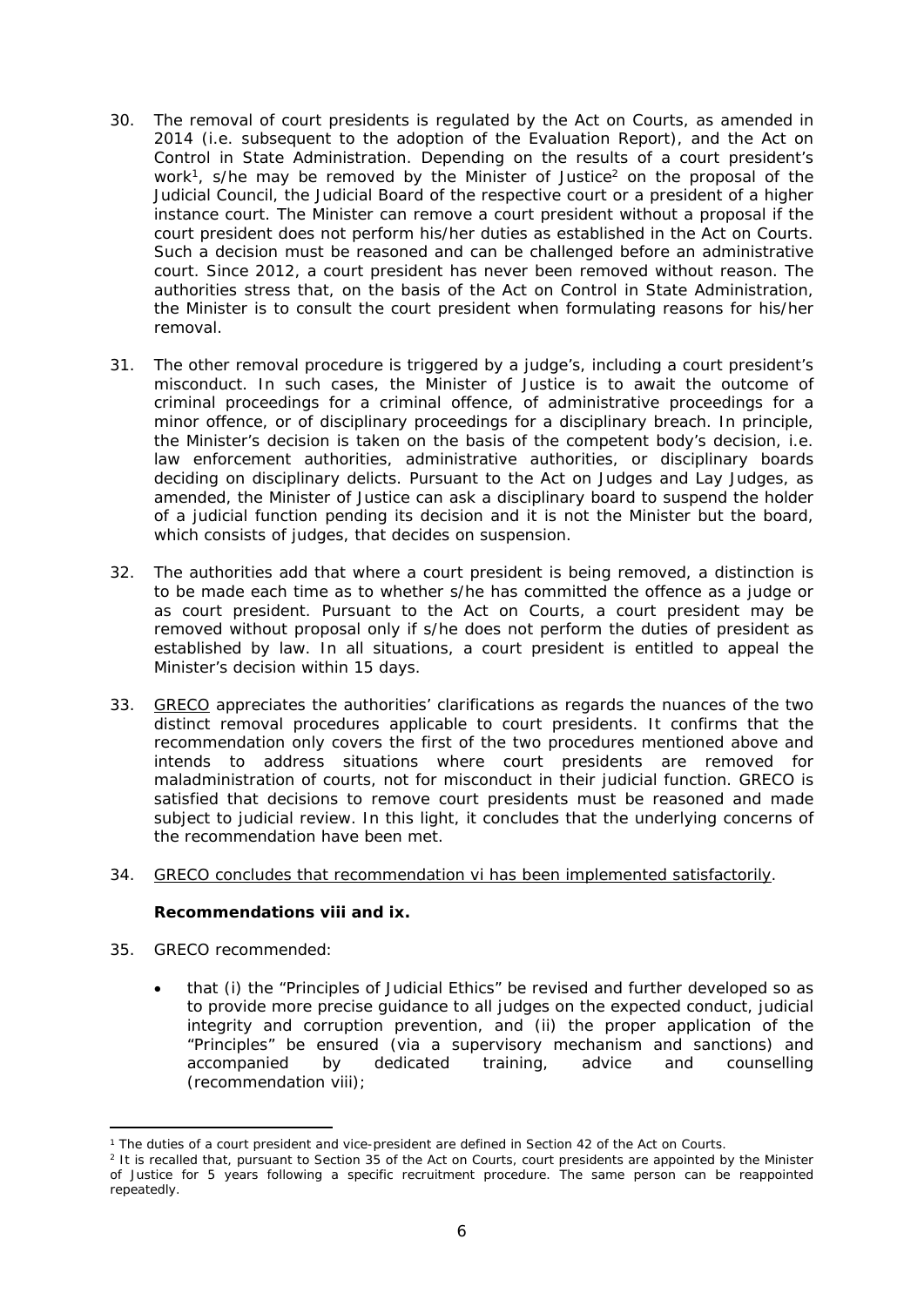30. The removal of court presidents is regulated by the Act on Courts, as amended in 2014 (i.e. subsequent to the adoption of the Evaluation Report), and the Act on Control in State Administration. Depending on the results of a court president's work[1], s/he may be removed by the Minister of Justice[2] on the proposal of the Judicial Council, the Judicial Board of the respective court or a president of a higher instance court. The Minister can remove a court president without a proposal if the court president does not perform his/her duties as established in the Act on Courts. Such a decision must be reasoned and can be challenged before an administrative court. Since 2012, a court president has never been removed without reason. The authorities stress that, on the basis of the Act on Control in State Administration, the Minister is to consult the court president when formulating reasons for his/her removal.

31. The other removal procedure is triggered by a judge's, including a court president's misconduct. In such cases, the Minister of Justice is to await the outcome of criminal proceedings for a criminal offence, of administrative proceedings for a minor offence, or of disciplinary proceedings for a disciplinary breach. In principle, the Minister's decision is taken on the basis of the competent body's decision, i.e. law enforcement authorities, administrative authorities, or disciplinary boards deciding on disciplinary delicts. Pursuant to the Act on Judges and Lay Judges, as amended, the Minister of Justice can ask a disciplinary board to suspend the holder of a judicial function pending its decision and it is not the Minister but the board, which consists of judges, that decides on suspension.

32. The authorities add that where a court president is being removed, a distinction is to be made each time as to whether s/he has committed the offence as a judge or as court president. Pursuant to the Act on Courts, a court president may be removed without proposal only if s/he does not perform the duties of president as established by law. In all situations, a court president is entitled to appeal the Minister's decision within 15 days.

33. GRECO appreciates the authorities' clarifications as regards the nuances of the two distinct removal procedures applicable to court presidents. It confirms that the recommendation only covers the first of the two procedures mentioned above and intends to address situations where court presidents are removed for maladministration of courts, not for misconduct in their judicial function. GRECO is satisfied that decisions to remove court presidents must be reasoned and made subject to judicial review. In this light, it concludes that the underlying concerns of the recommendation have been met.

34. GRECO concludes that recommendation vi has been implemented satisfactorily.

**Recommendations viii and ix.**

35. GRECO recommended:

- that (i) the "Principles of Judicial Ethics" be revised and further developed so as to provide more precise guidance to all judges on the expected conduct, judicial integrity and corruption prevention, and (ii) the proper application of the "Principles" be ensured (via a supervisory mechanism and sanctions) and accompanied by dedicated training, advice and counselling (recommendation viii);

---

[1] The duties of a court president and vice-president are defined in Section 42 of the Act on Courts.

[2] It is recalled that, pursuant to Section 35 of the Act on Courts, court presidents are appointed by the Minister of Justice for 5 years following a specific recruitment procedure. The same person can be reappointed repeatedly.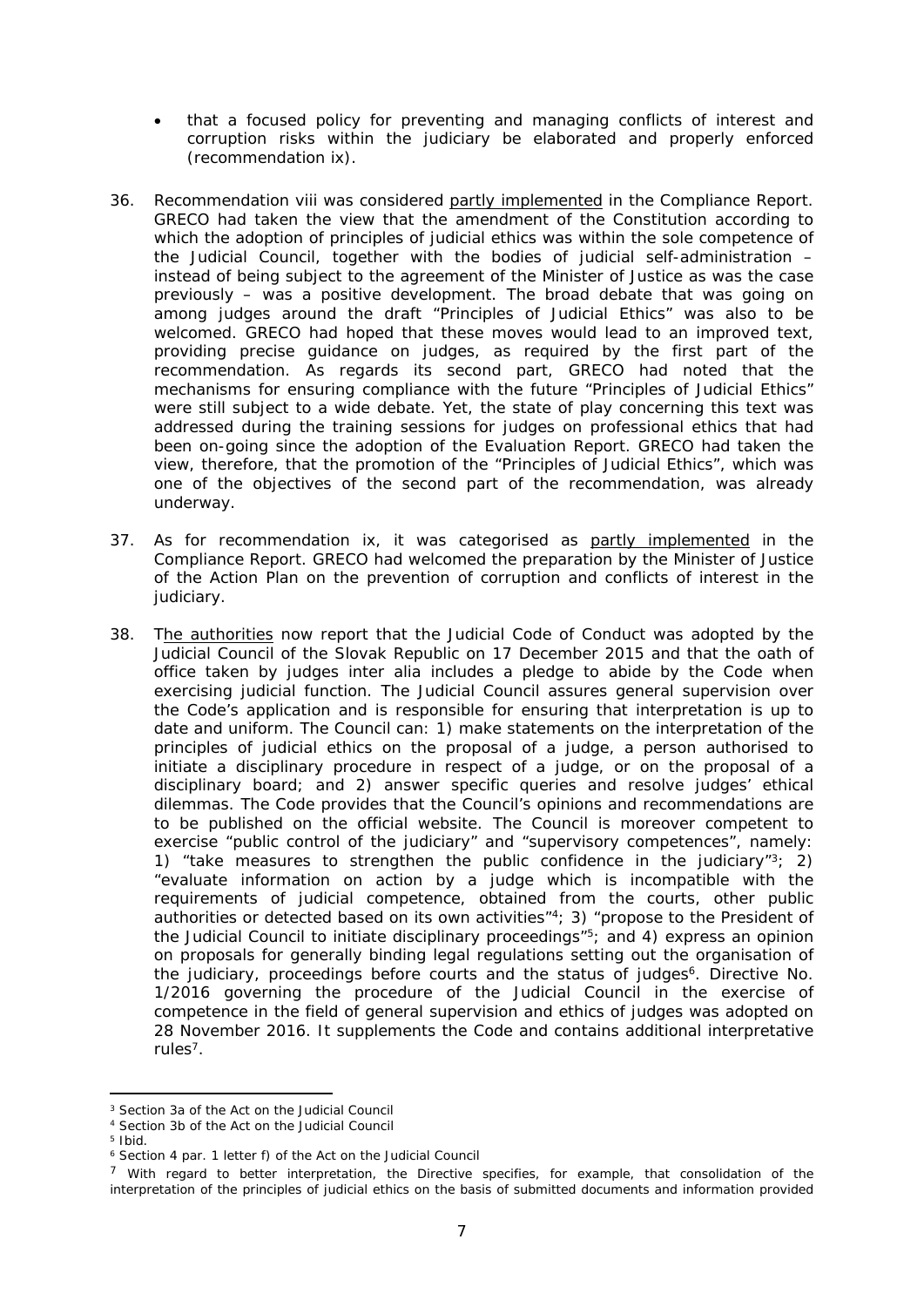- that a focused policy for preventing and managing conflicts of interest and corruption risks within the judiciary be elaborated and properly enforced (recommendation ix).

36. Recommendation viii was considered partly implemented in the Compliance Report. GRECO had taken the view that the amendment of the Constitution according to which the adoption of principles of judicial ethics was within the sole competence of the Judicial Council, together with the bodies of judicial self-administration – instead of being subject to the agreement of the Minister of Justice as was the case previously – was a positive development. The broad debate that was going on among judges around the draft "Principles of Judicial Ethics" was also to be welcomed. GRECO had hoped that these moves would lead to an improved text, providing precise guidance on judges, as required by the first part of the recommendation. As regards its second part, GRECO had noted that the mechanisms for ensuring compliance with the future "Principles of Judicial Ethics" were still subject to a wide debate. Yet, the state of play concerning this text was addressed during the training sessions for judges on professional ethics that had been on-going since the adoption of the Evaluation Report. GRECO had taken the view, therefore, that the promotion of the "Principles of Judicial Ethics", which was one of the objectives of the second part of the recommendation, was already underway.

37. As for recommendation ix, it was categorised as partly implemented in the Compliance Report. GRECO had welcomed the preparation by the Minister of Justice of the Action Plan on the prevention of corruption and conflicts of interest in the judiciary.

38. The authorities now report that the Judicial Code of Conduct was adopted by the Judicial Council of the Slovak Republic on 17 December 2015 and that the oath of office taken by judges inter alia includes a pledge to abide by the Code when exercising judicial function. The Judicial Council assures general supervision over the Code's application and is responsible for ensuring that interpretation is up to date and uniform. The Council can: 1) make statements on the interpretation of the principles of judicial ethics on the proposal of a judge, a person authorised to initiate a disciplinary procedure in respect of a judge, or on the proposal of a disciplinary board; and 2) answer specific queries and resolve judges' ethical dilemmas. The Code provides that the Council's opinions and recommendations are to be published on the official website. The Council is moreover competent to exercise "public control of the judiciary" and "supervisory competences", namely: 1) "take measures to strengthen the public confidence in the judiciary"[3]; 2) "evaluate information on action by a judge which is incompatible with the requirements of judicial competence, obtained from the courts, other public authorities or detected based on its own activities"[4]; 3) "propose to the President of the Judicial Council to initiate disciplinary proceedings"[5]; and 4) express an opinion on proposals for generally binding legal regulations setting out the organisation of the judiciary, proceedings before courts and the status of judges[6]. Directive No. 1/2016 governing the procedure of the Judicial Council in the exercise of competence in the field of general supervision and ethics of judges was adopted on 28 November 2016. It supplements the Code and contains additional interpretative rules[7].

---

[3] Section 3a of the Act on the Judicial Council

[4] Section 3b of the Act on the Judicial Council

[5] Ibid.

[6] Section 4 par. 1 letter f) of the Act on the Judicial Council

[7] With regard to better interpretation, the Directive specifies, for example, that consolidation of the interpretation of the principles of judicial ethics on the basis of submitted documents and information provided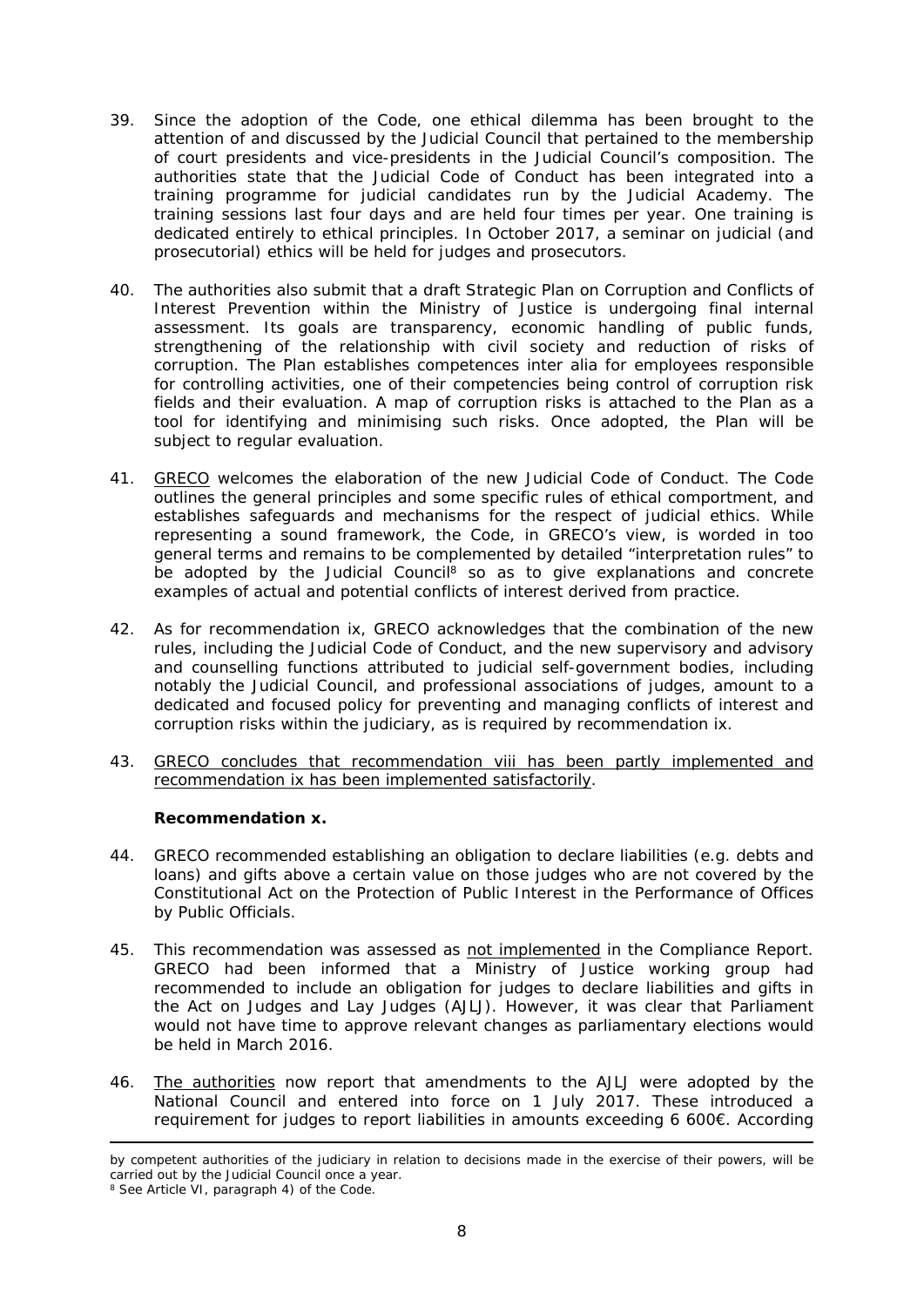39. Since the adoption of the Code, one ethical dilemma has been brought to the attention of and discussed by the Judicial Council that pertained to the membership of court presidents and vice-presidents in the Judicial Council's composition. The authorities state that the Judicial Code of Conduct has been integrated into a training programme for judicial candidates run by the Judicial Academy. The training sessions last four days and are held four times per year. One training is dedicated entirely to ethical principles. In October 2017, a seminar on judicial (and prosecutorial) ethics will be held for judges and prosecutors.

40. The authorities also submit that a draft Strategic Plan on Corruption and Conflicts of Interest Prevention within the Ministry of Justice is undergoing final internal assessment. Its goals are transparency, economic handling of public funds, strengthening of the relationship with civil society and reduction of risks of corruption. The Plan establishes competences inter alia for employees responsible for controlling activities, one of their competencies being control of corruption risk fields and their evaluation. A map of corruption risks is attached to the Plan as a tool for identifying and minimising such risks. Once adopted, the Plan will be subject to regular evaluation.

41. GRECO welcomes the elaboration of the new Judicial Code of Conduct. The Code outlines the general principles and some specific rules of ethical comportment, and establishes safeguards and mechanisms for the respect of judicial ethics. While representing a sound framework, the Code, in GRECO's view, is worded in too general terms and remains to be complemented by detailed "interpretation rules" to be adopted by the Judicial Council[8] so as to give explanations and concrete examples of actual and potential conflicts of interest derived from practice.

42. As for recommendation ix, GRECO acknowledges that the combination of the new rules, including the Judicial Code of Conduct, and the new supervisory and advisory and counselling functions attributed to judicial self-government bodies, including notably the Judicial Council, and professional associations of judges, amount to a dedicated and focused policy for preventing and managing conflicts of interest and corruption risks within the judiciary, as is required by recommendation ix.

43. GRECO concludes that recommendation viii has been partly implemented and recommendation ix has been implemented satisfactorily.

**Recommendation x.**

44. GRECO recommended establishing an obligation to declare liabilities (e.g. debts and loans) and gifts above a certain value on those judges who are not covered by the Constitutional Act on the Protection of Public Interest in the Performance of Offices by Public Officials.

45. This recommendation was assessed as not implemented in the Compliance Report. GRECO had been informed that a Ministry of Justice working group had recommended to include an obligation for judges to declare liabilities and gifts in the Act on Judges and Lay Judges (AJLJ). However, it was clear that Parliament would not have time to approve relevant changes as parliamentary elections would be held in March 2016.

46. The authorities now report that amendments to the AJLJ were adopted by the National Council and entered into force on 1 July 2017. These introduced a requirement for judges to report liabilities in amounts exceeding 6 600€. According

by competent authorities of the judiciary in relation to decisions made in the exercise of their powers, will be carried out by the Judicial Council once a year.

[8] See Article VI, paragraph 4) of the Code.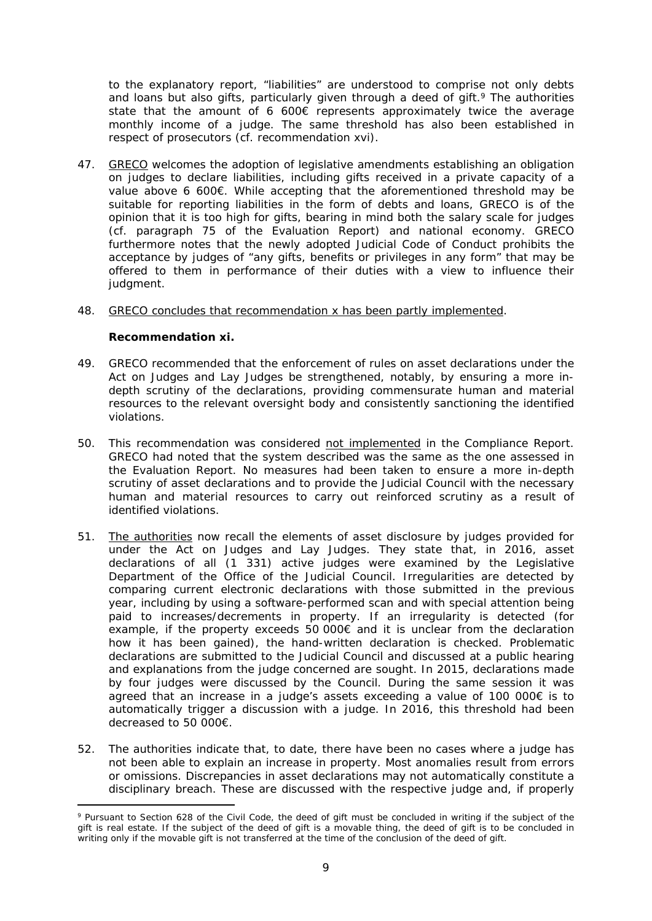to the explanatory report, "liabilities" are understood to comprise not only debts and loans but also gifts, particularly given through a deed of gift.[9] The authorities state that the amount of 6 600€ represents approximately twice the average monthly income of a judge. The same threshold has also been established in respect of prosecutors (cf. recommendation xvi).

47. GRECO welcomes the adoption of legislative amendments establishing an obligation on judges to declare liabilities, including gifts received in a private capacity of a value above 6 600€. While accepting that the aforementioned threshold may be suitable for reporting liabilities in the form of debts and loans, GRECO is of the opinion that it is too high for gifts, bearing in mind both the salary scale for judges (cf. paragraph 75 of the Evaluation Report) and national economy. GRECO furthermore notes that the newly adopted Judicial Code of Conduct prohibits the acceptance by judges of "any gifts, benefits or privileges in any form" that may be offered to them in performance of their duties with a view to influence their judgment.

48. GRECO concludes that recommendation x has been partly implemented.

**Recommendation xi.**

49. GRECO recommended that the enforcement of rules on asset declarations under the Act on Judges and Lay Judges be strengthened, notably, by ensuring a more in-depth scrutiny of the declarations, providing commensurate human and material resources to the relevant oversight body and consistently sanctioning the identified violations.

50. This recommendation was considered not implemented in the Compliance Report. GRECO had noted that the system described was the same as the one assessed in the Evaluation Report. No measures had been taken to ensure a more in-depth scrutiny of asset declarations and to provide the Judicial Council with the necessary human and material resources to carry out reinforced scrutiny as a result of identified violations.

51. The authorities now recall the elements of asset disclosure by judges provided for under the Act on Judges and Lay Judges. They state that, in 2016, asset declarations of all (1 331) active judges were examined by the Legislative Department of the Office of the Judicial Council. Irregularities are detected by comparing current electronic declarations with those submitted in the previous year, including by using a software-performed scan and with special attention being paid to increases/decrements in property. If an irregularity is detected (for example, if the property exceeds 50 000€ and it is unclear from the declaration how it has been gained), the hand-written declaration is checked. Problematic declarations are submitted to the Judicial Council and discussed at a public hearing and explanations from the judge concerned are sought. In 2015, declarations made by four judges were discussed by the Council. During the same session it was agreed that an increase in a judge's assets exceeding a value of 100 000€ is to automatically trigger a discussion with a judge. In 2016, this threshold had been decreased to 50 000€.

52. The authorities indicate that, to date, there have been no cases where a judge has not been able to explain an increase in property. Most anomalies result from errors or omissions. Discrepancies in asset declarations may not automatically constitute a disciplinary breach. These are discussed with the respective judge and, if properly

[9] Pursuant to Section 628 of the Civil Code, the deed of gift must be concluded in writing if the subject of the gift is real estate. If the subject of the deed of gift is a movable thing, the deed of gift is to be concluded in writing only if the movable gift is not transferred at the time of the conclusion of the deed of gift.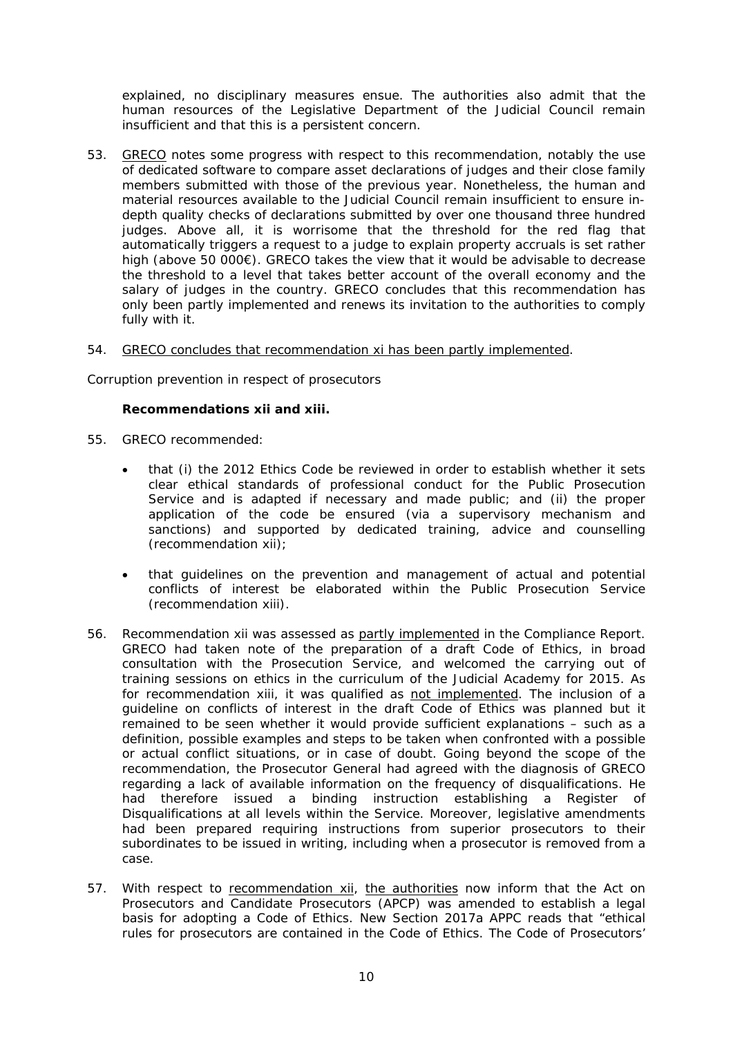explained, no disciplinary measures ensue. The authorities also admit that the human resources of the Legislative Department of the Judicial Council remain insufficient and that this is a persistent concern.

53. GRECO notes some progress with respect to this recommendation, notably the use of dedicated software to compare asset declarations of judges and their close family members submitted with those of the previous year. Nonetheless, the human and material resources available to the Judicial Council remain insufficient to ensure in-depth quality checks of declarations submitted by over one thousand three hundred judges. Above all, it is worrisome that the threshold for the red flag that automatically triggers a request to a judge to explain property accruals is set rather high (above 50 000€). GRECO takes the view that it would be advisable to decrease the threshold to a level that takes better account of the overall economy and the salary of judges in the country. GRECO concludes that this recommendation has only been partly implemented and renews its invitation to the authorities to comply fully with it.

54. GRECO concludes that recommendation xi has been partly implemented.

*Corruption prevention in respect of prosecutors*

**Recommendations xii and xiii.**

55. GRECO recommended:

- that (i) the 2012 Ethics Code be reviewed in order to establish whether it sets clear ethical standards of professional conduct for the Public Prosecution Service and is adapted if necessary and made public; and (ii) the proper application of the code be ensured (via a supervisory mechanism and sanctions) and supported by dedicated training, advice and counselling (recommendation xii);

- that guidelines on the prevention and management of actual and potential conflicts of interest be elaborated within the Public Prosecution Service (recommendation xiii).

56. Recommendation xii was assessed as partly implemented in the Compliance Report. GRECO had taken note of the preparation of a draft Code of Ethics, in broad consultation with the Prosecution Service, and welcomed the carrying out of training sessions on ethics in the curriculum of the Judicial Academy for 2015. As for recommendation xiii, it was qualified as not implemented. The inclusion of a guideline on conflicts of interest in the draft Code of Ethics was planned but it remained to be seen whether it would provide sufficient explanations – such as a definition, possible examples and steps to be taken when confronted with a possible or actual conflict situations, or in case of doubt. Going beyond the scope of the recommendation, the Prosecutor General had agreed with the diagnosis of GRECO regarding a lack of available information on the frequency of disqualifications. He had therefore issued a binding instruction establishing a Register of Disqualifications at all levels within the Service. Moreover, legislative amendments had been prepared requiring instructions from superior prosecutors to their subordinates to be issued in writing, including when a prosecutor is removed from a case.

57. With respect to recommendation xii, the authorities now inform that the Act on Prosecutors and Candidate Prosecutors (APCP) was amended to establish a legal basis for adopting a Code of Ethics. New Section 2017a APPC reads that "ethical rules for prosecutors are contained in the Code of Ethics. The Code of Prosecutors'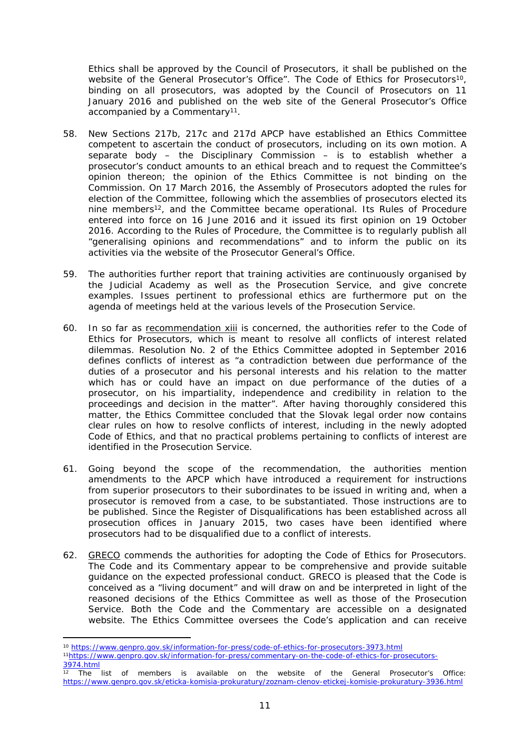Ethics shall be approved by the Council of Prosecutors, it shall be published on the website of the General Prosecutor's Office". The Code of Ethics for Prosecutors[10], binding on all prosecutors, was adopted by the Council of Prosecutors on 11 January 2016 and published on the web site of the General Prosecutor's Office accompanied by a Commentary[11].

58. New Sections 217b, 217c and 217d APCP have established an Ethics Committee competent to ascertain the conduct of prosecutors, including on its own motion. A separate body – the Disciplinary Commission – is to establish whether a prosecutor's conduct amounts to an ethical breach and to request the Committee's opinion thereon; the opinion of the Ethics Committee is not binding on the Commission. On 17 March 2016, the Assembly of Prosecutors adopted the rules for election of the Committee, following which the assemblies of prosecutors elected its nine members[12], and the Committee became operational. Its Rules of Procedure entered into force on 16 June 2016 and it issued its first opinion on 19 October 2016. According to the Rules of Procedure, the Committee is to regularly publish all "generalising opinions and recommendations" and to inform the public on its activities via the website of the Prosecutor General's Office.

59. The authorities further report that training activities are continuously organised by the Judicial Academy as well as the Prosecution Service, and give concrete examples. Issues pertinent to professional ethics are furthermore put on the agenda of meetings held at the various levels of the Prosecution Service.

60. In so far as recommendation xiii is concerned, the authorities refer to the Code of Ethics for Prosecutors, which is meant to resolve all conflicts of interest related dilemmas. Resolution No. 2 of the Ethics Committee adopted in September 2016 defines conflicts of interest as "a contradiction between due performance of the duties of a prosecutor and his personal interests and his relation to the matter which has or could have an impact on due performance of the duties of a prosecutor, on his impartiality, independence and credibility in relation to the proceedings and decision in the matter". After having thoroughly considered this matter, the Ethics Committee concluded that the Slovak legal order now contains clear rules on how to resolve conflicts of interest, including in the newly adopted Code of Ethics, and that no practical problems pertaining to conflicts of interest are identified in the Prosecution Service.

61. Going beyond the scope of the recommendation, the authorities mention amendments to the APCP which have introduced a requirement for instructions from superior prosecutors to their subordinates to be issued in writing and, when a prosecutor is removed from a case, to be substantiated. Those instructions are to be published. Since the Register of Disqualifications has been established across all prosecution offices in January 2015, two cases have been identified where prosecutors had to be disqualified due to a conflict of interests.

62. GRECO commends the authorities for adopting the Code of Ethics for Prosecutors. The Code and its Commentary appear to be comprehensive and provide suitable guidance on the expected professional conduct. GRECO is pleased that the Code is conceived as a "living document" and will draw on and be interpreted in light of the reasoned decisions of the Ethics Committee as well as those of the Prosecution Service. Both the Code and the Commentary are accessible on a designated website. The Ethics Committee oversees the Code's application and can receive

---

[10] https://www.genpro.gov.sk/information-for-press/code-of-ethics-for-prosecutors-3973.html

[11] https://www.genpro.gov.sk/information-for-press/commentary-on-the-code-of-ethics-for-prosecutors-3974.html

[12] The list of members is available on the website of the General Prosecutor's Office: https://www.genpro.gov.sk/eticka-komisia-prokuratury/zoznam-clenov-etickej-komisie-prokuratury-3936.html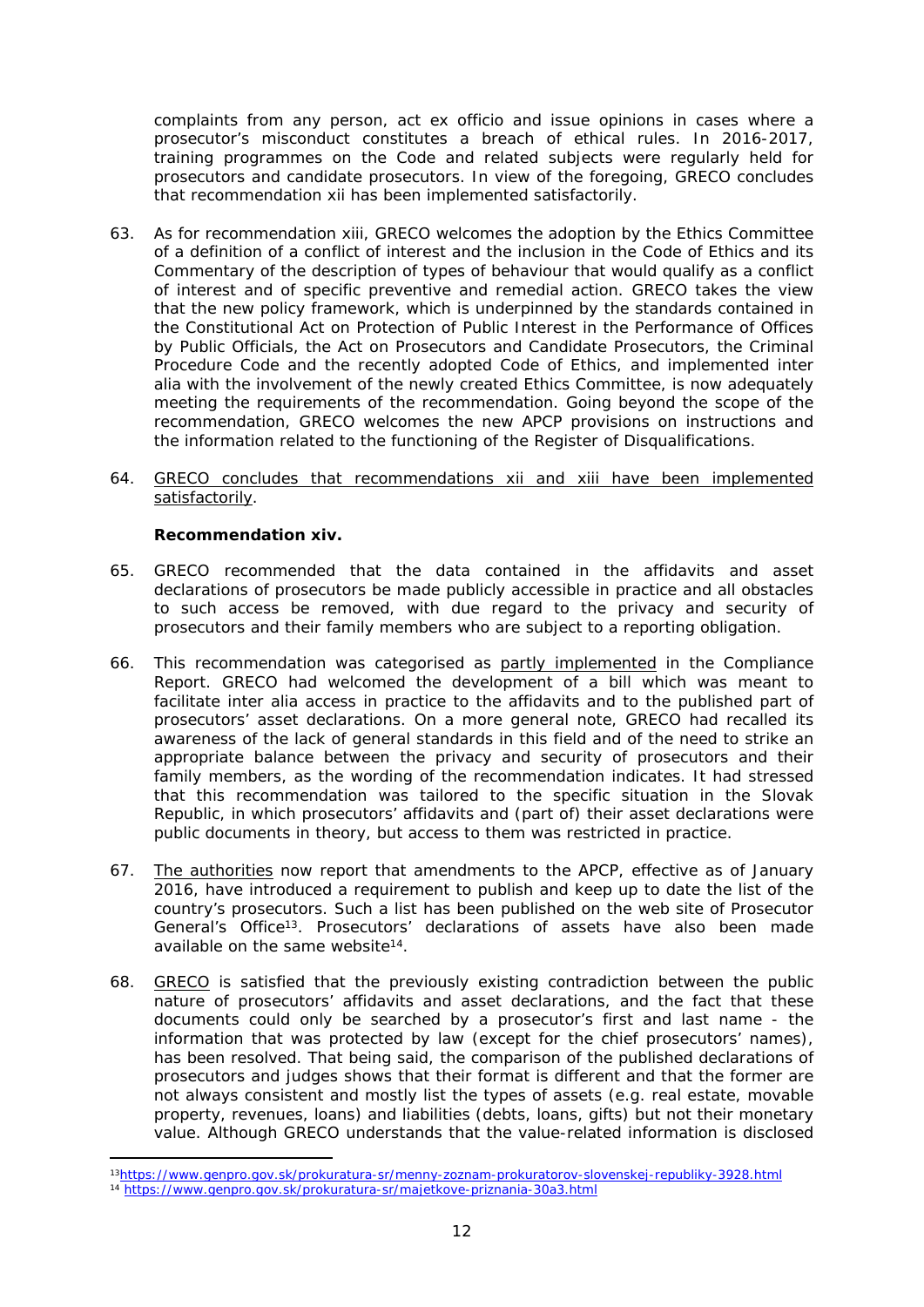complaints from any person, act ex officio and issue opinions in cases where a prosecutor's misconduct constitutes a breach of ethical rules. In 2016-2017, training programmes on the Code and related subjects were regularly held for prosecutors and candidate prosecutors. In view of the foregoing, GRECO concludes that recommendation xii has been implemented satisfactorily.

63. As for recommendation xiii, GRECO welcomes the adoption by the Ethics Committee of a definition of a conflict of interest and the inclusion in the Code of Ethics and its Commentary of the description of types of behaviour that would qualify as a conflict of interest and of specific preventive and remedial action. GRECO takes the view that the new policy framework, which is underpinned by the standards contained in the Constitutional Act on Protection of Public Interest in the Performance of Offices by Public Officials, the Act on Prosecutors and Candidate Prosecutors, the Criminal Procedure Code and the recently adopted Code of Ethics, and implemented inter alia with the involvement of the newly created Ethics Committee, is now adequately meeting the requirements of the recommendation. Going beyond the scope of the recommendation, GRECO welcomes the new APCP provisions on instructions and the information related to the functioning of the Register of Disqualifications.

64. <u>GRECO concludes that recommendations xii and xiii have been implemented satisfactorily</u>.

**Recommendation xiv.**

65. GRECO recommended that the data contained in the affidavits and asset declarations of prosecutors be made publicly accessible in practice and all obstacles to such access be removed, with due regard to the privacy and security of prosecutors and their family members who are subject to a reporting obligation.

66. This recommendation was categorised as <u>partly implemented</u> in the Compliance Report. GRECO had welcomed the development of a bill which was meant to facilitate inter alia access in practice to the affidavits and to the published part of prosecutors' asset declarations. On a more general note, GRECO had recalled its awareness of the lack of general standards in this field and of the need to strike an appropriate balance between the privacy and security of prosecutors and their family members, as the wording of the recommendation indicates. It had stressed that this recommendation was tailored to the specific situation in the Slovak Republic, in which prosecutors' affidavits and (part of) their asset declarations were public documents in theory, but access to them was restricted in practice.

67. <u>The authorities</u> now report that amendments to the APCP, effective as of January 2016, have introduced a requirement to publish and keep up to date the list of the country's prosecutors. Such a list has been published on the web site of Prosecutor General's Office[13]. Prosecutors' declarations of assets have also been made available on the same website[14].

68. <u>GRECO</u> is satisfied that the previously existing contradiction between the public nature of prosecutors' affidavits and asset declarations, and the fact that these documents could only be searched by a prosecutor's first and last name - the information that was protected by law (except for the chief prosecutors' names), has been resolved. That being said, the comparison of the published declarations of prosecutors and judges shows that their format is different and that the former are not always consistent and mostly list the types of assets (e.g. real estate, movable property, revenues, loans) and liabilities (debts, loans, gifts) but not their monetary value. Although GRECO understands that the value-related information is disclosed

[13] https://www.genpro.gov.sk/prokuratura-sr/menny-zoznam-prokuratorov-slovenskej-republiky-3928.html
[14] https://www.genpro.gov.sk/prokuratura-sr/majetkove-priznania-30a3.html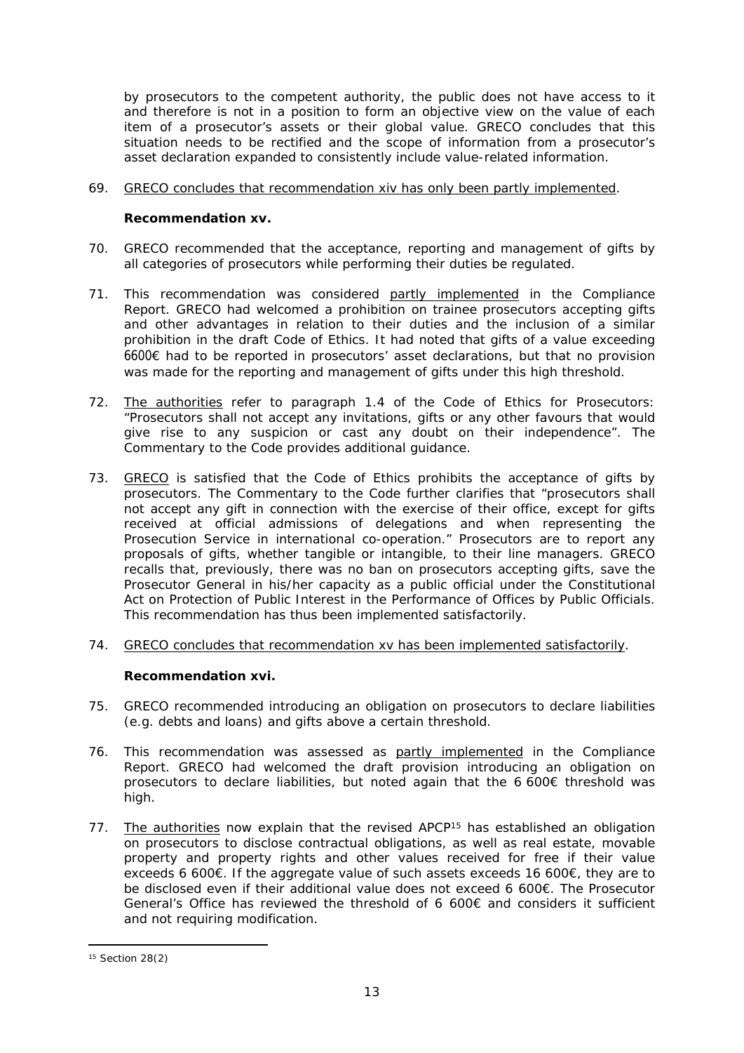by prosecutors to the competent authority, the public does not have access to it and therefore is not in a position to form an objective view on the value of each item of a prosecutor's assets or their global value. GRECO concludes that this situation needs to be rectified and the scope of information from a prosecutor's asset declaration expanded to consistently include value-related information.

69. GRECO concludes that recommendation xiv has only been partly implemented.

**Recommendation xv.**

70. GRECO recommended that the acceptance, reporting and management of gifts by all categories of prosecutors while performing their duties be regulated.

71. This recommendation was considered partly implemented in the Compliance Report. GRECO had welcomed a prohibition on trainee prosecutors accepting gifts and other advantages in relation to their duties and the inclusion of a similar prohibition in the draft Code of Ethics. It had noted that gifts of a value exceeding 6600€ had to be reported in prosecutors' asset declarations, but that no provision was made for the reporting and management of gifts under this high threshold.

72. The authorities refer to paragraph 1.4 of the Code of Ethics for Prosecutors: "Prosecutors shall not accept any invitations, gifts or any other favours that would give rise to any suspicion or cast any doubt on their independence". The Commentary to the Code provides additional guidance.

73. GRECO is satisfied that the Code of Ethics prohibits the acceptance of gifts by prosecutors. The Commentary to the Code further clarifies that "prosecutors shall not accept any gift in connection with the exercise of their office, except for gifts received at official admissions of delegations and when representing the Prosecution Service in international co-operation." Prosecutors are to report any proposals of gifts, whether tangible or intangible, to their line managers. GRECO recalls that, previously, there was no ban on prosecutors accepting gifts, save the Prosecutor General in his/her capacity as a public official under the Constitutional Act on Protection of Public Interest in the Performance of Offices by Public Officials. This recommendation has thus been implemented satisfactorily.

74. GRECO concludes that recommendation xv has been implemented satisfactorily.

**Recommendation xvi.**

75. GRECO recommended introducing an obligation on prosecutors to declare liabilities (e.g. debts and loans) and gifts above a certain threshold.

76. This recommendation was assessed as partly implemented in the Compliance Report. GRECO had welcomed the draft provision introducing an obligation on prosecutors to declare liabilities, but noted again that the 6 600€ threshold was high.

77. The authorities now explain that the revised APCP[15] has established an obligation on prosecutors to disclose contractual obligations, as well as real estate, movable property and property rights and other values received for free if their value exceeds 6 600€. If the aggregate value of such assets exceeds 16 600€, they are to be disclosed even if their additional value does not exceed 6 600€. The Prosecutor General's Office has reviewed the threshold of 6 600€ and considers it sufficient and not requiring modification.

[15] Section 28(2)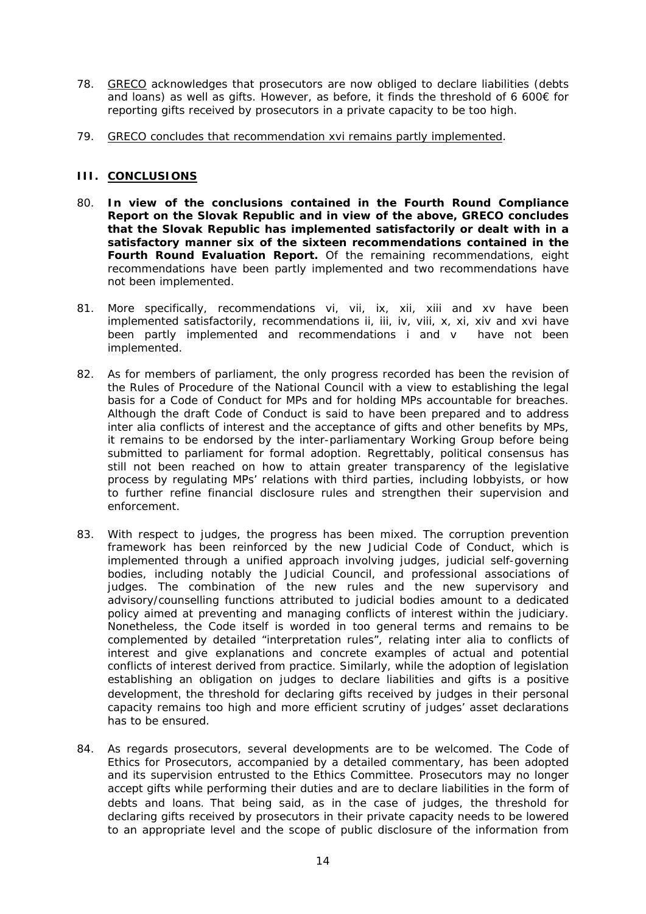78. <u>GRECO</u> acknowledges that prosecutors are now obliged to declare liabilities (debts and loans) as well as gifts. However, as before, it finds the threshold of 6 600€ for reporting gifts received by prosecutors in a private capacity to be too high.

79. <u>GRECO concludes that recommendation xvi remains partly implemented</u>.

## III. CONCLUSIONS

80. **In view of the conclusions contained in the Fourth Round Compliance Report on the Slovak Republic and in view of the above, GRECO concludes that the Slovak Republic has implemented satisfactorily or dealt with in a satisfactory manner six of the sixteen recommendations contained in the Fourth Round Evaluation Report.** Of the remaining recommendations, eight recommendations have been partly implemented and two recommendations have not been implemented.

81. More specifically, recommendations vi, vii, ix, xii, xiii and xv have been implemented satisfactorily, recommendations ii, iii, iv, viii, x, xi, xiv and xvi have been partly implemented and recommendations i and v have not been implemented.

82. As for members of parliament, the only progress recorded has been the revision of the Rules of Procedure of the National Council with a view to establishing the legal basis for a Code of Conduct for MPs and for holding MPs accountable for breaches. Although the draft Code of Conduct is said to have been prepared and to address inter alia conflicts of interest and the acceptance of gifts and other benefits by MPs, it remains to be endorsed by the inter-parliamentary Working Group before being submitted to parliament for formal adoption. Regrettably, political consensus has still not been reached on how to attain greater transparency of the legislative process by regulating MPs' relations with third parties, including lobbyists, or how to further refine financial disclosure rules and strengthen their supervision and enforcement.

83. With respect to judges, the progress has been mixed. The corruption prevention framework has been reinforced by the new Judicial Code of Conduct, which is implemented through a unified approach involving judges, judicial self-governing bodies, including notably the Judicial Council, and professional associations of judges. The combination of the new rules and the new supervisory and advisory/counselling functions attributed to judicial bodies amount to a dedicated policy aimed at preventing and managing conflicts of interest within the judiciary. Nonetheless, the Code itself is worded in too general terms and remains to be complemented by detailed "interpretation rules", relating inter alia to conflicts of interest and give explanations and concrete examples of actual and potential conflicts of interest derived from practice. Similarly, while the adoption of legislation establishing an obligation on judges to declare liabilities and gifts is a positive development, the threshold for declaring gifts received by judges in their personal capacity remains too high and more efficient scrutiny of judges' asset declarations has to be ensured.

84. As regards prosecutors, several developments are to be welcomed. The Code of Ethics for Prosecutors, accompanied by a detailed commentary, has been adopted and its supervision entrusted to the Ethics Committee. Prosecutors may no longer accept gifts while performing their duties and are to declare liabilities in the form of debts and loans. That being said, as in the case of judges, the threshold for declaring gifts received by prosecutors in their private capacity needs to be lowered to an appropriate level and the scope of public disclosure of the information from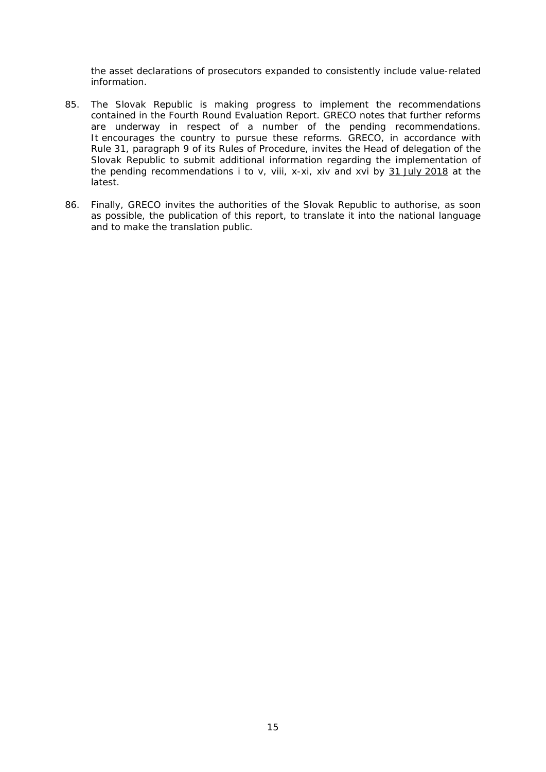the asset declarations of prosecutors expanded to consistently include value-related information.

85. The Slovak Republic is making progress to implement the recommendations contained in the Fourth Round Evaluation Report. GRECO notes that further reforms are underway in respect of a number of the pending recommendations. It encourages the country to pursue these reforms. GRECO, in accordance with Rule 31, paragraph 9 of its Rules of Procedure, invites the Head of delegation of the Slovak Republic to submit additional information regarding the implementation of the pending recommendations i to v, viii, x-xi, xiv and xvi by 31 July 2018 at the latest.

86. Finally, GRECO invites the authorities of the Slovak Republic to authorise, as soon as possible, the publication of this report, to translate it into the national language and to make the translation public.